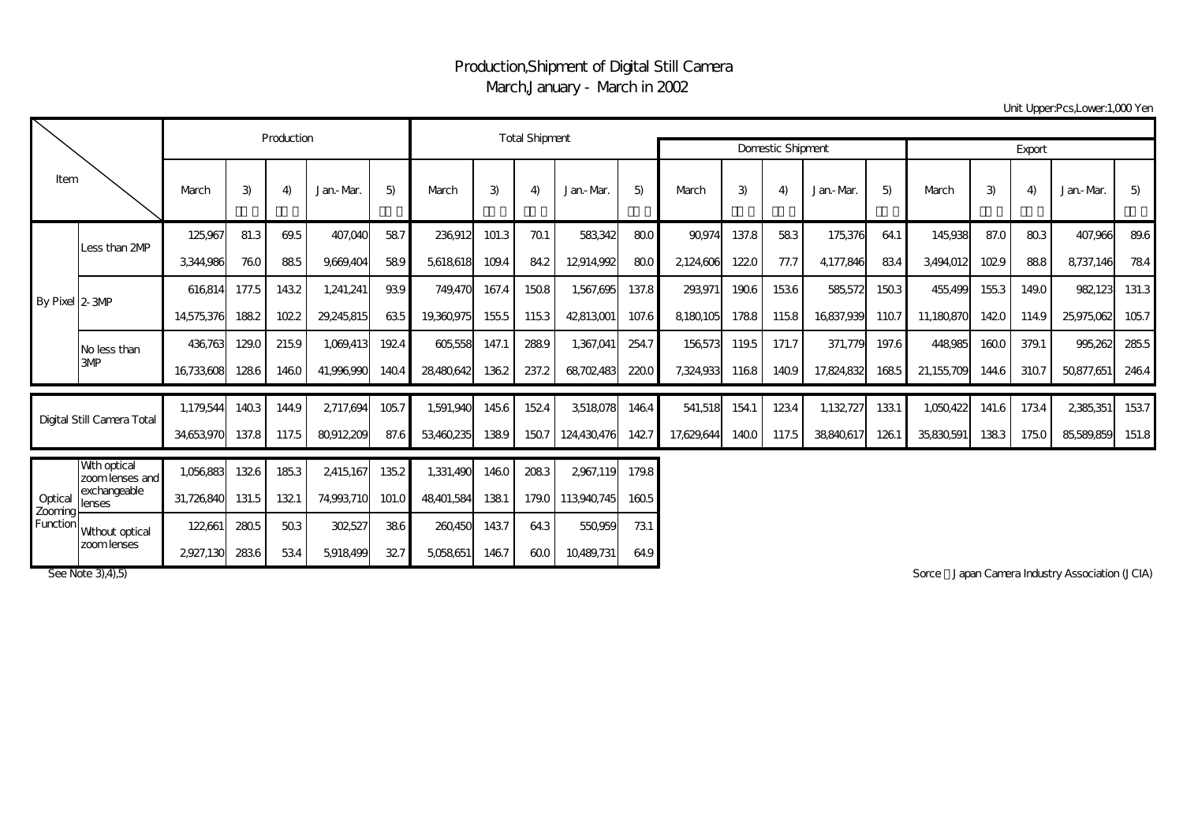# Production,Shipment of Digital Still Camera
## March,January - March in 2002

Unit Upper:Pcs,Lower:1,000 Yen

| Item | | Production | | | | | Total Shipment | | | | | Domestic Shipment | | | | | Export | | | | |
|---|---|---|---|---|---|---|---|---|---|---|---|---|---|---|---|---|---|---|---|---|---|
| | | March | 3) | 4) | Jan.-Mar. | 5) | March | 3) | 4) | Jan.-Mar. | 5) | March | 3) | 4) | Jan.-Mar. | 5) | March | 3) | 4) | Jan.-Mar. | 5) |
| By Pixel | Less than 2MP | 125,967 | 81.3 | 69.5 | 407,040 | 58.7 | 236,912 | 101.3 | 70.1 | 583,342 | 80.0 | 90,974 | 137.8 | 58.3 | 175,376 | 64.1 | 145,938 | 87.0 | 80.3 | 407,966 | 89.6 |
| | | 3,344,986 | 76.0 | 88.5 | 9,669,404 | 58.9 | 5,618,618 | 109.4 | 84.2 | 12,914,992 | 80.0 | 2,124,606 | 122.0 | 77.7 | 4,177,846 | 83.4 | 3,494,012 | 102.9 | 88.8 | 8,737,146 | 78.4 |
| | 2-3MP | 616,814 | 177.5 | 143.2 | 1,241,241 | 93.9 | 749,470 | 167.4 | 150.8 | 1,567,695 | 137.8 | 293,971 | 190.6 | 153.6 | 585,572 | 150.3 | 455,499 | 155.3 | 149.0 | 982,123 | 131.3 |
| | | 14,575,376 | 188.2 | 102.2 | 29,245,815 | 63.5 | 19,360,975 | 155.5 | 115.3 | 42,813,001 | 107.6 | 8,180,105 | 178.8 | 115.8 | 16,837,939 | 110.7 | 11,180,870 | 142.0 | 114.9 | 25,975,062 | 105.7 |
| | No less than 3MP | 436,763 | 129.0 | 215.9 | 1,069,413 | 192.4 | 605,558 | 147.1 | 288.9 | 1,367,041 | 254.7 | 156,573 | 119.5 | 171.7 | 371,779 | 197.6 | 448,985 | 160.0 | 379.1 | 995,262 | 285.5 |
| | | 16,733,608 | 128.6 | 146.0 | 41,996,990 | 140.4 | 28,480,642 | 136.2 | 237.2 | 68,702,483 | 220.0 | 7,324,933 | 116.8 | 140.9 | 17,824,832 | 168.5 | 21,155,709 | 144.6 | 310.7 | 50,877,651 | 246.4 |
| Digital Still Camera Total | | 1,179,544 | 140.3 | 144.9 | 2,717,694 | 105.7 | 1,591,940 | 145.6 | 152.4 | 3,518,078 | 146.4 | 541,518 | 154.1 | 123.4 | 1,132,727 | 133.1 | 1,050,422 | 141.6 | 173.4 | 2,385,351 | 153.7 |
| | | 34,653,970 | 137.8 | 117.5 | 80,912,209 | 87.6 | 53,460,235 | 138.9 | 150.7 | 124,430,476 | 142.7 | 17,629,644 | 140.0 | 117.5 | 38,840,617 | 126.1 | 35,830,591 | 138.3 | 175.0 | 85,589,859 | 151.8 |
| Optical Zooming Function | With optical zoom lenses and exchangeable lenses | 1,056,883 | 132.6 | 185.3 | 2,415,167 | 135.2 | 1,331,490 | 146.0 | 208.3 | 2,967,119 | 179.8 | | | | | | | | | | |
| | | 31,726,840 | 131.5 | 132.1 | 74,993,710 | 101.0 | 48,401,584 | 138.1 | 179.0 | 113,940,745 | 160.5 | | | | | | | | | | |
| | Without optical zoom lenses | 122,661 | 280.5 | 50.3 | 302,527 | 38.6 | 260,450 | 143.7 | 64.3 | 550,959 | 73.1 | | | | | | | | | | |
| | | 2,927,130 | 283.6 | 53.4 | 5,918,499 | 32.7 | 5,058,651 | 146.7 | 60.0 | 10,489,731 | 64.9 | | | | | | | | | | |

See Note 3),4),5)

Sorce：Japan Camera Industry Association (JCIA)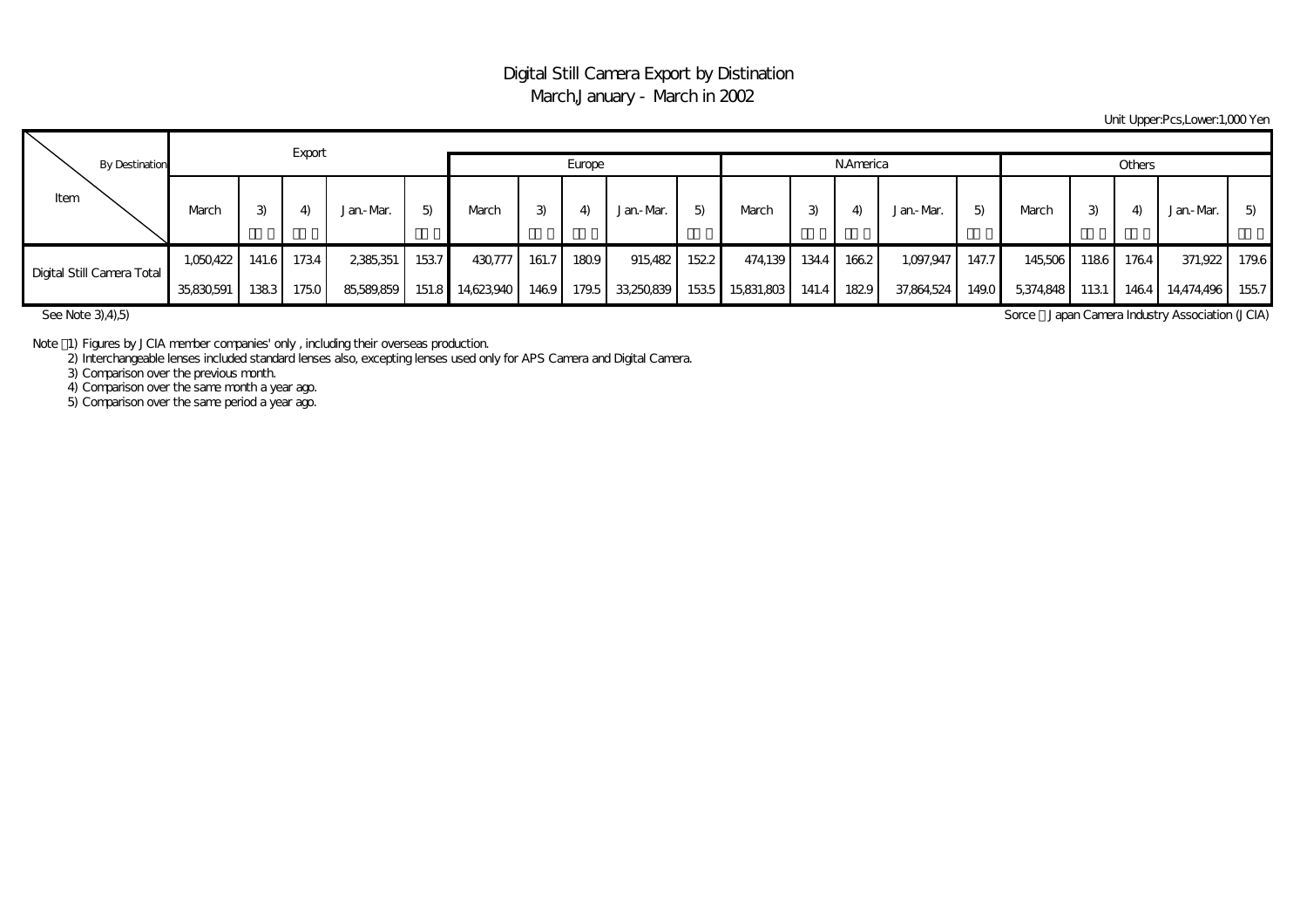# Digital Still Camera Export by Distination
## March,January - March in 2002

Unit Upper:Pcs,Lower:1,000 Yen

| By Destination / Item | Export | | | | | Europe | | | | | N.America | | | | | Others | | | | |
|---|---|---|---|---|---|---|---|---|---|---|---|---|---|---|---|---|---|---|---|---|
| | March | 3) | 4) | Jan.-Mar. | 5) | March | 3) | 4) | Jan.-Mar. | 5) | March | 3) | 4) | Jan.-Mar. | 5) | March | 3) | 4) | Jan.-Mar. | 5) |
| Digital Still Camera Total | 1,050,422 | 141.6 | 173.4 | 2,385,351 | 153.7 | 430,777 | 161.7 | 180.9 | 915,482 | 152.2 | 474,139 | 134.4 | 166.2 | 1,097,947 | 147.7 | 145,506 | 118.6 | 176.4 | 371,922 | 179.6 |
| | 35,830,591 | 138.3 | 175.0 | 85,589,859 | 151.8 | 14,623,940 | 146.9 | 179.5 | 33,250,839 | 153.5 | 15,831,803 | 141.4 | 182.9 | 37,864,524 | 149.0 | 5,374,848 | 113.1 | 146.4 | 14,474,496 | 155.7 |

See Note 3),4),5)

Sorce：Japan Camera Industry Association (JCIA)

Note：1) Figures by JCIA member companies' only , including their overseas production.
2) Interchangeable lenses included standard lenses also, excepting lenses used only for APS Camera and Digital Camera.
3) Comparison over the previous month.
4) Comparison over the same month a year ago.
5) Comparison over the same period a year ago.